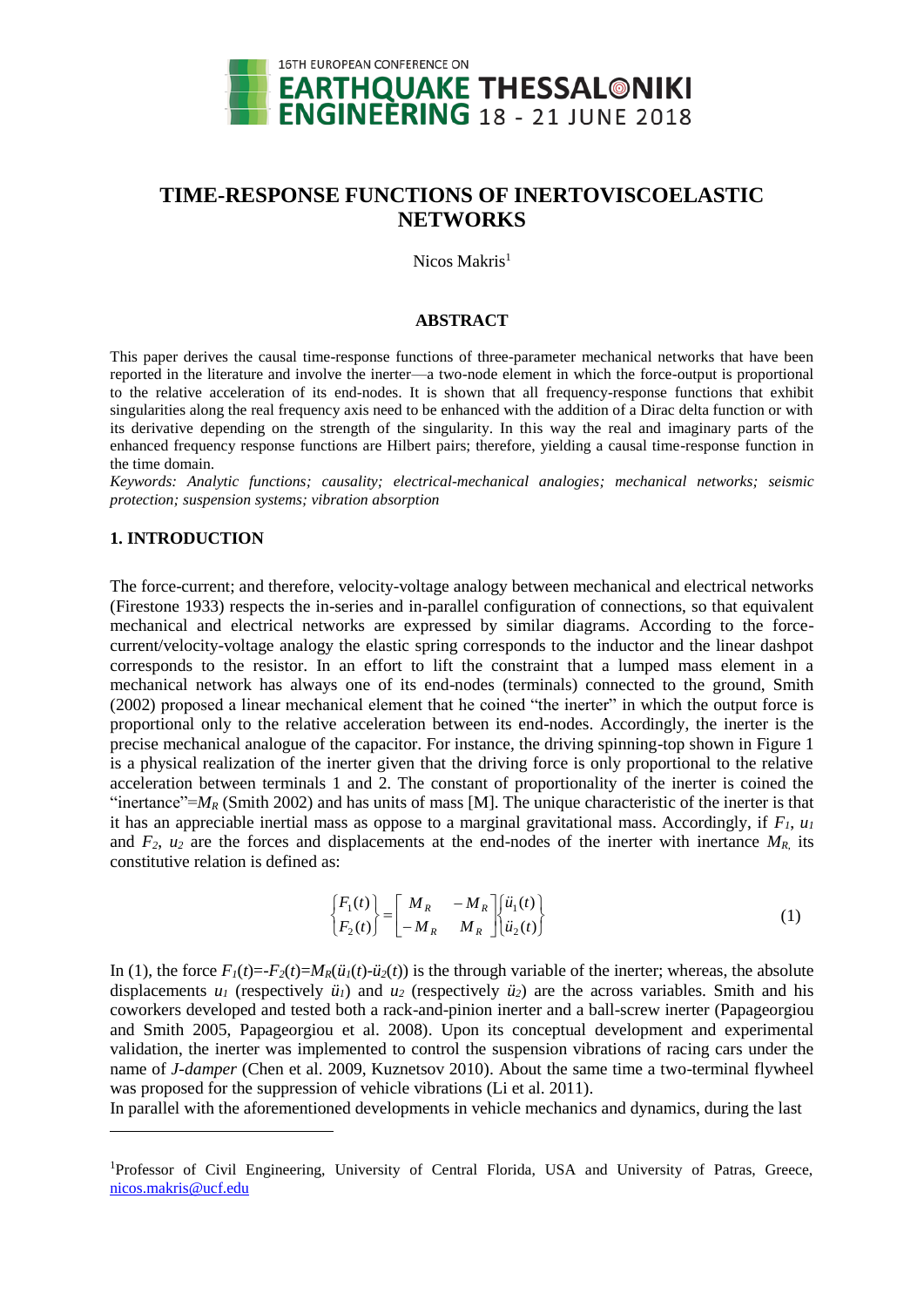# TIME-RESPONSE FUNCTIONS OF INERTOVISCOELASTIC NETWORKS

Nicos Makris[1]

## ABSTRACT

This paper derives the causal time-response functions of three-parameter mechanical networks that have been reported in the literature and involve the inerter—a two-node element in which the force-output is proportional to the relative acceleration of its end-nodes. It is shown that all frequency-response functions that exhibit singularities along the real frequency axis need to be enhanced with the addition of a Dirac delta function or with its derivative depending on the strength of the singularity. In this way the real and imaginary parts of the enhanced frequency response functions are Hilbert pairs; therefore, yielding a causal time-response function in the time domain.

*Keywords: Analytic functions; causality; electrical-mechanical analogies; mechanical networks; seismic protection; suspension systems; vibration absorption*

## 1. INTRODUCTION

The force-current; and therefore, velocity-voltage analogy between mechanical and electrical networks (Firestone 1933) respects the in-series and in-parallel configuration of connections, so that equivalent mechanical and electrical networks are expressed by similar diagrams. According to the force-current/velocity-voltage analogy the elastic spring corresponds to the inductor and the linear dashpot corresponds to the resistor. In an effort to lift the constraint that a lumped mass element in a mechanical network has always one of its end-nodes (terminals) connected to the ground, Smith (2002) proposed a linear mechanical element that he coined "the inerter" in which the output force is proportional only to the relative acceleration between its end-nodes. Accordingly, the inerter is the precise mechanical analogue of the capacitor. For instance, the driving spinning-top shown in Figure 1 is a physical realization of the inerter given that the driving force is only proportional to the relative acceleration between terminals 1 and 2. The constant of proportionality of the inerter is coined the "inertance"=$M_R$ (Smith 2002) and has units of mass [M]. The unique characteristic of the inerter is that it has an appreciable inertial mass as oppose to a marginal gravitational mass. Accordingly, if $F_1$, $u_1$ and $F_2$, $u_2$ are the forces and displacements at the end-nodes of the inerter with inertance $M_R$, its constitutive relation is defined as:

$$\begin{Bmatrix} F_1(t) \\ F_2(t) \end{Bmatrix} = \begin{bmatrix} M_R & -M_R \\ -M_R & M_R \end{bmatrix} \begin{Bmatrix} \ddot{u}_1(t) \\ \ddot{u}_2(t) \end{Bmatrix} \tag{1}$$

In (1), the force $F_1(t)$=-$F_2(t)$=$M_R(\ddot{u}_1(t)$-$\ddot{u}_2(t))$ is the through variable of the inerter; whereas, the absolute displacements $u_1$ (respectively $\ddot{u}_1$) and $u_2$ (respectively $\ddot{u}_2$) are the across variables. Smith and his coworkers developed and tested both a rack-and-pinion inerter and a ball-screw inerter (Papageorgiou and Smith 2005, Papageorgiou et al. 2008). Upon its conceptual development and experimental validation, the inerter was implemented to control the suspension vibrations of racing cars under the name of *J-damper* (Chen et al. 2009, Kuznetsov 2010). About the same time a two-terminal flywheel was proposed for the suppression of vehicle vibrations (Li et al. 2011).

In parallel with the aforementioned developments in vehicle mechanics and dynamics, during the last

[1]Professor of Civil Engineering, University of Central Florida, USA and University of Patras, Greece, nicos.makris@ucf.edu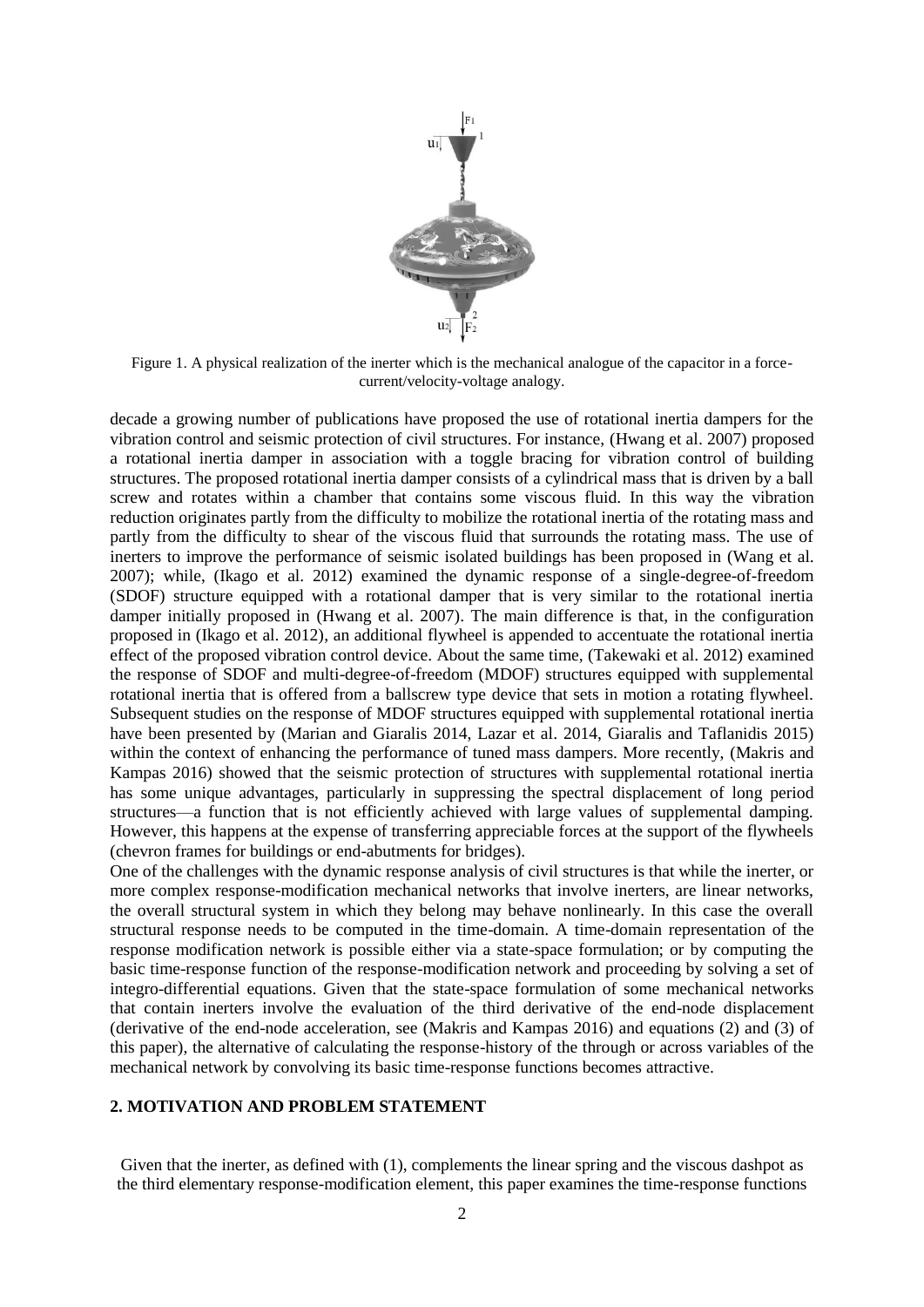Figure 1. A physical realization of the inerter which is the mechanical analogue of the capacitor in a force-current/velocity-voltage analogy.

decade a growing number of publications have proposed the use of rotational inertia dampers for the vibration control and seismic protection of civil structures. For instance, (Hwang et al. 2007) proposed a rotational inertia damper in association with a toggle bracing for vibration control of building structures. The proposed rotational inertia damper consists of a cylindrical mass that is driven by a ball screw and rotates within a chamber that contains some viscous fluid. In this way the vibration reduction originates partly from the difficulty to mobilize the rotational inertia of the rotating mass and partly from the difficulty to shear of the viscous fluid that surrounds the rotating mass. The use of inerters to improve the performance of seismic isolated buildings has been proposed in (Wang et al. 2007); while, (Ikago et al. 2012) examined the dynamic response of a single-degree-of-freedom (SDOF) structure equipped with a rotational damper that is very similar to the rotational inertia damper initially proposed in (Hwang et al. 2007). The main difference is that, in the configuration proposed in (Ikago et al. 2012), an additional flywheel is appended to accentuate the rotational inertia effect of the proposed vibration control device. About the same time, (Takewaki et al. 2012) examined the response of SDOF and multi-degree-of-freedom (MDOF) structures equipped with supplemental rotational inertia that is offered from a ballscrew type device that sets in motion a rotating flywheel. Subsequent studies on the response of MDOF structures equipped with supplemental rotational inertia have been presented by (Marian and Giaralis 2014, Lazar et al. 2014, Giaralis and Taflanidis 2015) within the context of enhancing the performance of tuned mass dampers. More recently, (Makris and Kampas 2016) showed that the seismic protection of structures with supplemental rotational inertia has some unique advantages, particularly in suppressing the spectral displacement of long period structures—a function that is not efficiently achieved with large values of supplemental damping. However, this happens at the expense of transferring appreciable forces at the support of the flywheels (chevron frames for buildings or end-abutments for bridges).

One of the challenges with the dynamic response analysis of civil structures is that while the inerter, or more complex response-modification mechanical networks that involve inerters, are linear networks, the overall structural system in which they belong may behave nonlinearly. In this case the overall structural response needs to be computed in the time-domain. A time-domain representation of the response modification network is possible either via a state-space formulation; or by computing the basic time-response function of the response-modification network and proceeding by solving a set of integro-differential equations. Given that the state-space formulation of some mechanical networks that contain inerters involve the evaluation of the third derivative of the end-node displacement (derivative of the end-node acceleration, see (Makris and Kampas 2016) and equations (2) and (3) of this paper), the alternative of calculating the response-history of the through or across variables of the mechanical network by convolving its basic time-response functions becomes attractive.

## 2. MOTIVATION AND PROBLEM STATEMENT

Given that the inerter, as defined with (1), complements the linear spring and the viscous dashpot as the third elementary response-modification element, this paper examines the time-response functions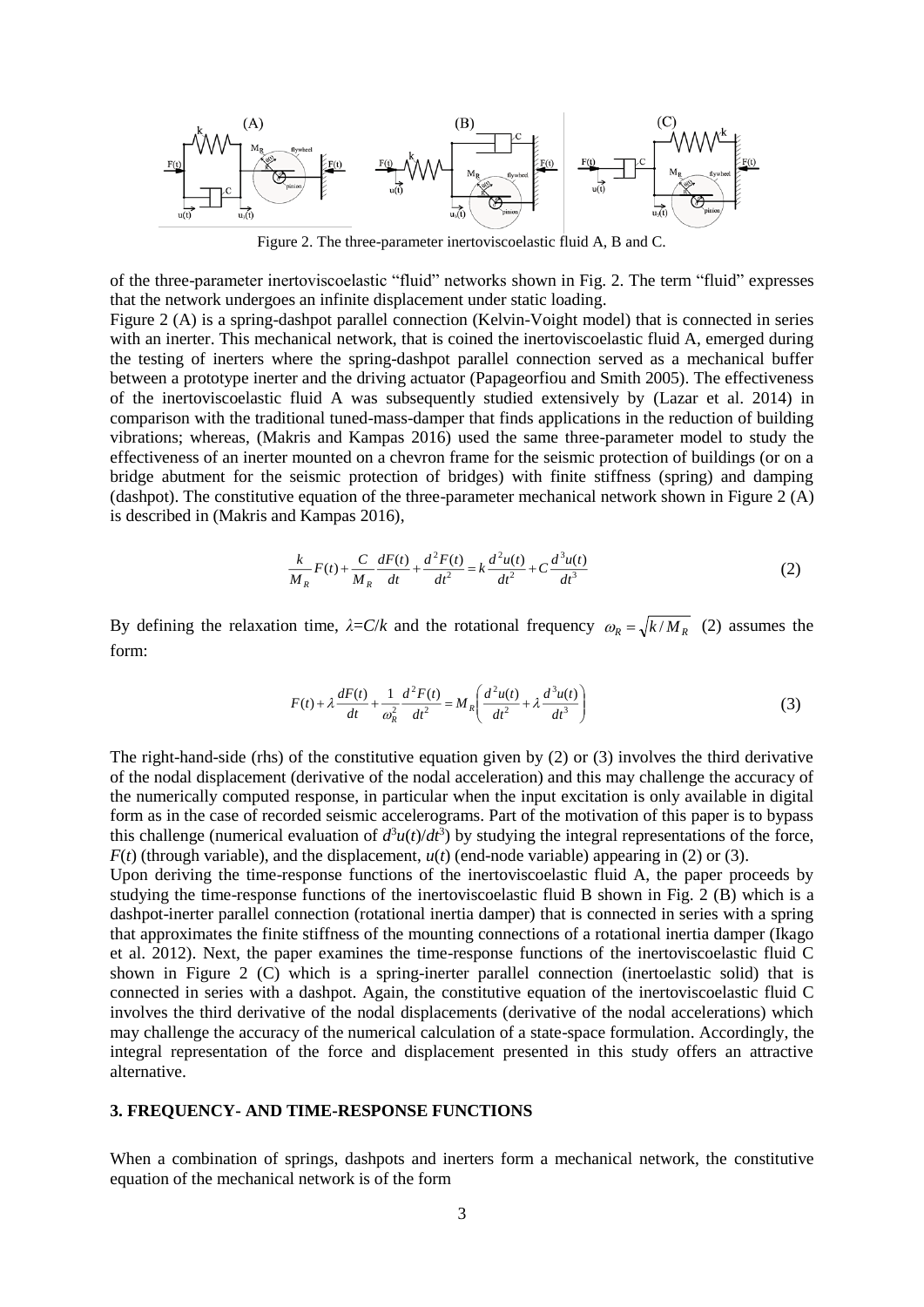Figure 2. The three-parameter inertoviscoelastic fluid A, B and C.

of the three-parameter inertoviscoelastic "fluid" networks shown in Fig. 2. The term "fluid" expresses that the network undergoes an infinite displacement under static loading.

Figure 2 (A) is a spring-dashpot parallel connection (Kelvin-Voight model) that is connected in series with an inerter. This mechanical network, that is coined the inertoviscoelastic fluid A, emerged during the testing of inerters where the spring-dashpot parallel connection served as a mechanical buffer between a prototype inerter and the driving actuator (Papageorfiou and Smith 2005). The effectiveness of the inertoviscoelastic fluid A was subsequently studied extensively by (Lazar et al. 2014) in comparison with the traditional tuned-mass-damper that finds applications in the reduction of building vibrations; whereas, (Makris and Kampas 2016) used the same three-parameter model to study the effectiveness of an inerter mounted on a chevron frame for the seismic protection of buildings (or on a bridge abutment for the seismic protection of bridges) with finite stiffness (spring) and damping (dashpot). The constitutive equation of the three-parameter mechanical network shown in Figure 2 (A) is described in (Makris and Kampas 2016),

$$\frac{k}{M_R}F(t)+\frac{C}{M_R}\frac{dF(t)}{dt}+\frac{d^2F(t)}{dt^2}=k\frac{d^2u(t)}{dt^2}+C\frac{d^3u(t)}{dt^3} \tag{2}$$

By defining the relaxation time, $\lambda=C/k$ and the rotational frequency $\omega_R=\sqrt{k/M_R}$ (2) assumes the form:

$$F(t)+\lambda\frac{dF(t)}{dt}+\frac{1}{\omega_R^2}\frac{d^2F(t)}{dt^2}=M_R\left(\frac{d^2u(t)}{dt^2}+\lambda\frac{d^3u(t)}{dt^3}\right) \tag{3}$$

The right-hand-side (rhs) of the constitutive equation given by (2) or (3) involves the third derivative of the nodal displacement (derivative of the nodal acceleration) and this may challenge the accuracy of the numerically computed response, in particular when the input excitation is only available in digital form as in the case of recorded seismic accelerograms. Part of the motivation of this paper is to bypass this challenge (numerical evaluation of $d^3u(t)/dt^3$) by studying the integral representations of the force, $F(t)$ (through variable), and the displacement, $u(t)$ (end-node variable) appearing in (2) or (3).

Upon deriving the time-response functions of the inertoviscoelastic fluid A, the paper proceeds by studying the time-response functions of the inertoviscoelastic fluid B shown in Fig. 2 (B) which is a dashpot-inerter parallel connection (rotational inertia damper) that is connected in series with a spring that approximates the finite stiffness of the mounting connections of a rotational inertia damper (Ikago et al. 2012). Next, the paper examines the time-response functions of the inertoviscoelastic fluid C shown in Figure 2 (C) which is a spring-inerter parallel connection (inertoelastic solid) that is connected in series with a dashpot. Again, the constitutive equation of the inertoviscoelastic fluid C involves the third derivative of the nodal displacements (derivative of the nodal accelerations) which may challenge the accuracy of the numerical calculation of a state-space formulation. Accordingly, the integral representation of the force and displacement presented in this study offers an attractive alternative.

## 3. FREQUENCY- AND TIME-RESPONSE FUNCTIONS

When a combination of springs, dashpots and inerters form a mechanical network, the constitutive equation of the mechanical network is of the form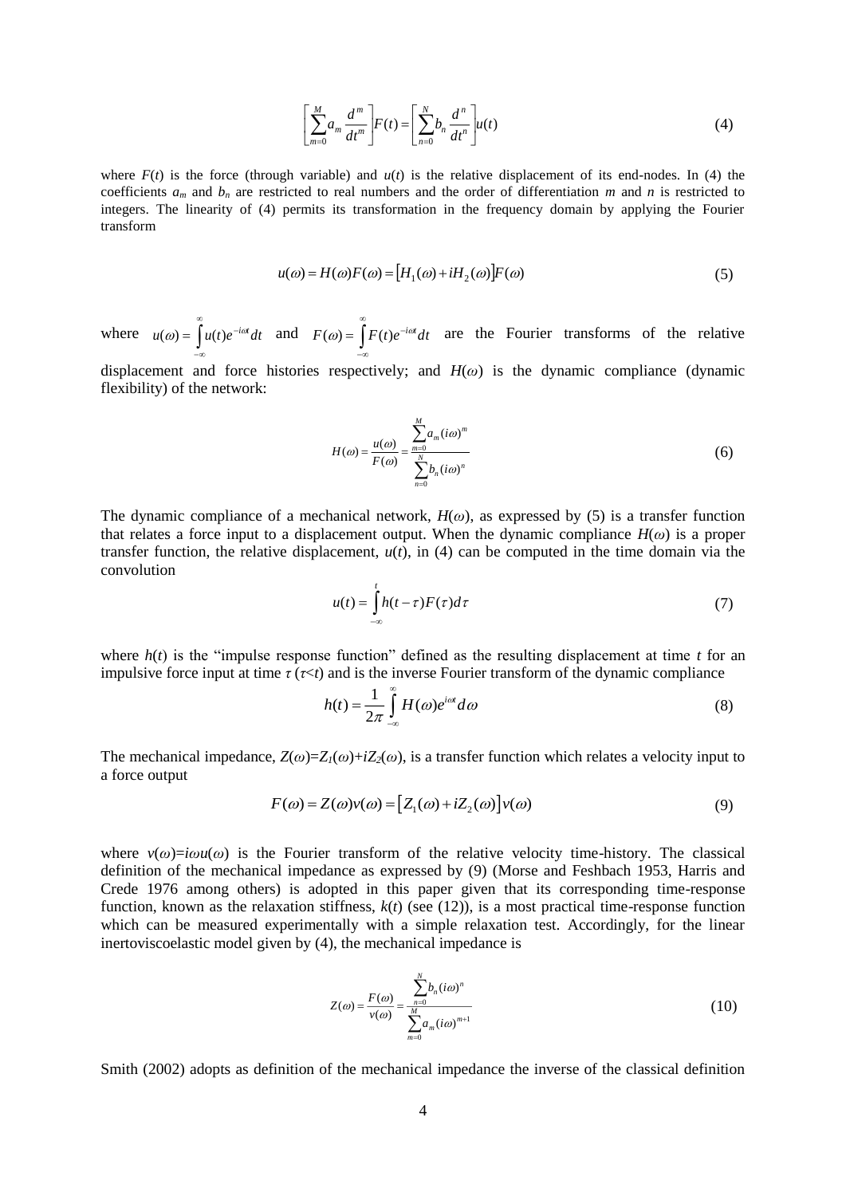$$\left[\sum_{m=0}^{M} a_m \frac{d^m}{dt^m}\right] F(t) = \left[\sum_{n=0}^{N} b_n \frac{d^n}{dt^n}\right] u(t) \tag{4}$$

where $F(t)$ is the force (through variable) and $u(t)$ is the relative displacement of its end-nodes. In (4) the coefficients $a_m$ and $b_n$ are restricted to real numbers and the order of differentiation $m$ and $n$ is restricted to integers. The linearity of (4) permits its transformation in the frequency domain by applying the Fourier transform

$$u(\omega) = H(\omega) F(\omega) = \left[H_1(\omega) + iH_2(\omega)\right] F(\omega) \tag{5}$$

where $u(\omega) = \int_{-\infty}^{\infty} u(t) e^{-i\omega t} dt$ and $F(\omega) = \int_{-\infty}^{\infty} F(t) e^{-i\omega t} dt$ are the Fourier transforms of the relative displacement and force histories respectively; and $H(\omega)$ is the dynamic compliance (dynamic flexibility) of the network:

$$H(\omega) = \frac{u(\omega)}{F(\omega)} = \frac{\sum_{m=0}^{M} a_m (i\omega)^m}{\sum_{n=0}^{N} b_n (i\omega)^n} \tag{6}$$

The dynamic compliance of a mechanical network, $H(\omega)$, as expressed by (5) is a transfer function that relates a force input to a displacement output. When the dynamic compliance $H(\omega)$ is a proper transfer function, the relative displacement, $u(t)$, in (4) can be computed in the time domain via the convolution

$$u(t) = \int_{-\infty}^{t} h(t-\tau) F(\tau) d\tau \tag{7}$$

where $h(t)$ is the "impulse response function" defined as the resulting displacement at time $t$ for an impulsive force input at time $\tau$ ($\tau<t$) and is the inverse Fourier transform of the dynamic compliance

$$h(t) = \frac{1}{2\pi} \int_{-\infty}^{\infty} H(\omega) e^{i\omega t} d\omega \tag{8}$$

The mechanical impedance, $Z(\omega)=Z_1(\omega)+iZ_2(\omega)$, is a transfer function which relates a velocity input to a force output

$$F(\omega) = Z(\omega) v(\omega) = \left[Z_1(\omega) + iZ_2(\omega)\right] v(\omega) \tag{9}$$

where $v(\omega)=i\omega u(\omega)$ is the Fourier transform of the relative velocity time-history. The classical definition of the mechanical impedance as expressed by (9) (Morse and Feshbach 1953, Harris and Crede 1976 among others) is adopted in this paper given that its corresponding time-response function, known as the relaxation stiffness, $k(t)$ (see (12)), is a most practical time-response function which can be measured experimentally with a simple relaxation test. Accordingly, for the linear inertoviscoelastic model given by (4), the mechanical impedance is

$$Z(\omega) = \frac{F(\omega)}{v(\omega)} = \frac{\sum_{n=0}^{N} b_n (i\omega)^n}{\sum_{m=0}^{M} a_m (i\omega)^{m+1}} \tag{10}$$

Smith (2002) adopts as definition of the mechanical impedance the inverse of the classical definition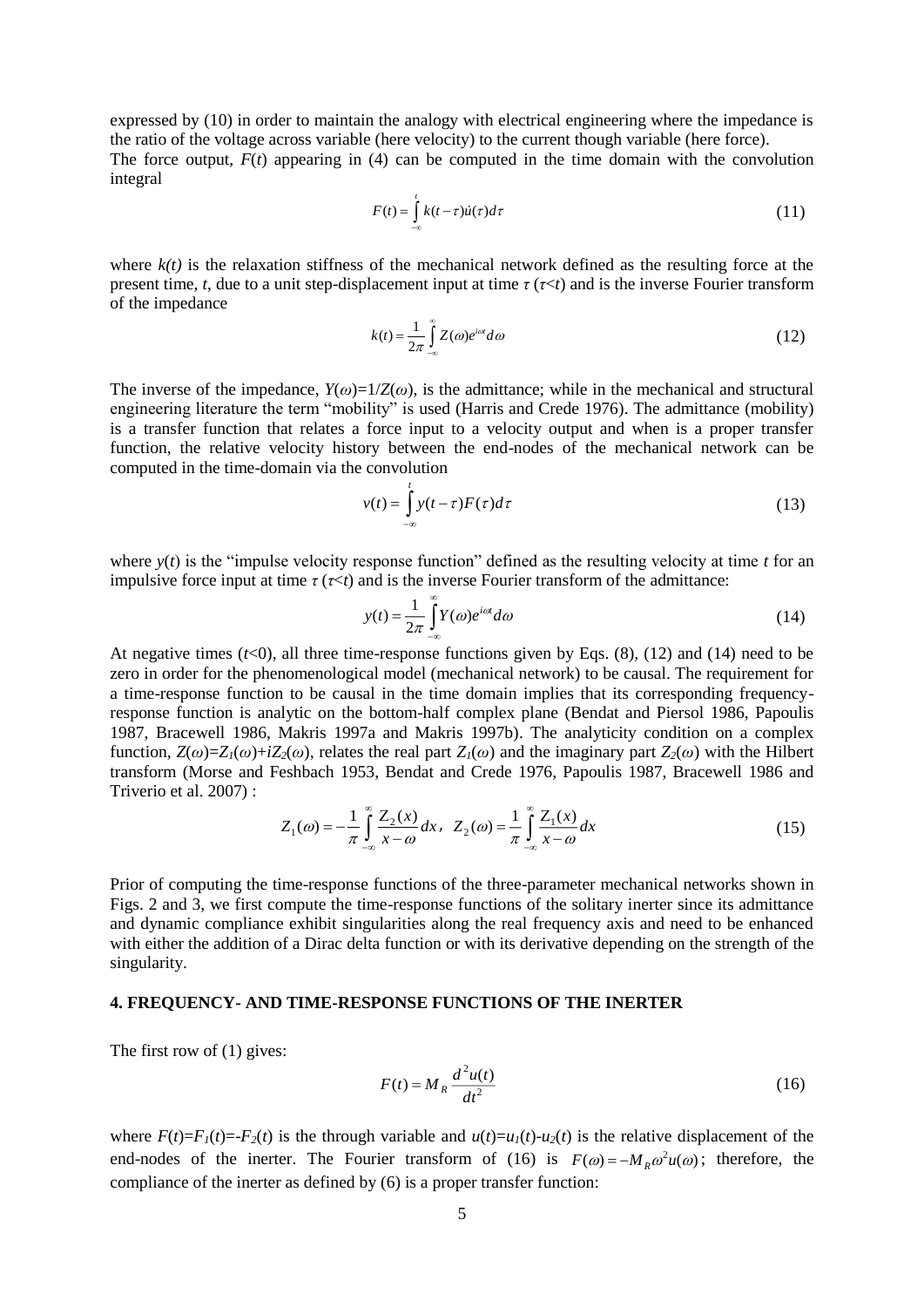expressed by (10) in order to maintain the analogy with electrical engineering where the impedance is the ratio of the voltage across variable (here velocity) to the current though variable (here force).

The force output, $F(t)$ appearing in (4) can be computed in the time domain with the convolution integral

$$F(t) = \int_{-\infty}^{t} k(t-\tau)\dot{u}(\tau)d\tau \tag{11}$$

where $k(t)$ is the relaxation stiffness of the mechanical network defined as the resulting force at the present time, $t$, due to a unit step-displacement input at time $\tau$ ($\tau<t$) and is the inverse Fourier transform of the impedance

$$k(t) = \frac{1}{2\pi}\int_{-\infty}^{\infty} Z(\omega)e^{i\omega t}d\omega \tag{12}$$

The inverse of the impedance, $Y(\omega)=1/Z(\omega)$, is the admittance; while in the mechanical and structural engineering literature the term "mobility" is used (Harris and Crede 1976). The admittance (mobility) is a transfer function that relates a force input to a velocity output and when is a proper transfer function, the relative velocity history between the end-nodes of the mechanical network can be computed in the time-domain via the convolution

$$v(t) = \int_{-\infty}^{t} y(t-\tau)F(\tau)d\tau \tag{13}$$

where $y(t)$ is the "impulse velocity response function" defined as the resulting velocity at time $t$ for an impulsive force input at time $\tau$ ($\tau<t$) and is the inverse Fourier transform of the admittance:

$$y(t) = \frac{1}{2\pi}\int_{-\infty}^{\infty} Y(\omega)e^{i\omega t}d\omega \tag{14}$$

At negative times ($t<0$), all three time-response functions given by Eqs. (8), (12) and (14) need to be zero in order for the phenomenological model (mechanical network) to be causal. The requirement for a time-response function to be causal in the time domain implies that its corresponding frequency-response function is analytic on the bottom-half complex plane (Bendat and Piersol 1986, Papoulis 1987, Bracewell 1986, Makris 1997a and Makris 1997b). The analyticity condition on a complex function, $Z(\omega)=Z_1(\omega)+iZ_2(\omega)$, relates the real part $Z_1(\omega)$ and the imaginary part $Z_2(\omega)$ with the Hilbert transform (Morse and Feshbach 1953, Bendat and Crede 1976, Papoulis 1987, Bracewell 1986 and Triverio et al. 2007) :

$$Z_1(\omega) = -\frac{1}{\pi}\int_{-\infty}^{\infty}\frac{Z_2(x)}{x-\omega}dx, \quad Z_2(\omega) = \frac{1}{\pi}\int_{-\infty}^{\infty}\frac{Z_1(x)}{x-\omega}dx \tag{15}$$

Prior of computing the time-response functions of the three-parameter mechanical networks shown in Figs. 2 and 3, we first compute the time-response functions of the solitary inerter since its admittance and dynamic compliance exhibit singularities along the real frequency axis and need to be enhanced with either the addition of a Dirac delta function or with its derivative depending on the strength of the singularity.

## 4. FREQUENCY- AND TIME-RESPONSE FUNCTIONS OF THE INERTER

The first row of (1) gives:

$$F(t) = M_R\frac{d^2u(t)}{dt^2} \tag{16}$$

where $F(t)=F_1(t)=-F_2(t)$ is the through variable and $u(t)=u_1(t)-u_2(t)$ is the relative displacement of the end-nodes of the inerter. The Fourier transform of (16) is $F(\omega)=-M_R\omega^2u(\omega)$; therefore, the compliance of the inerter as defined by (6) is a proper transfer function: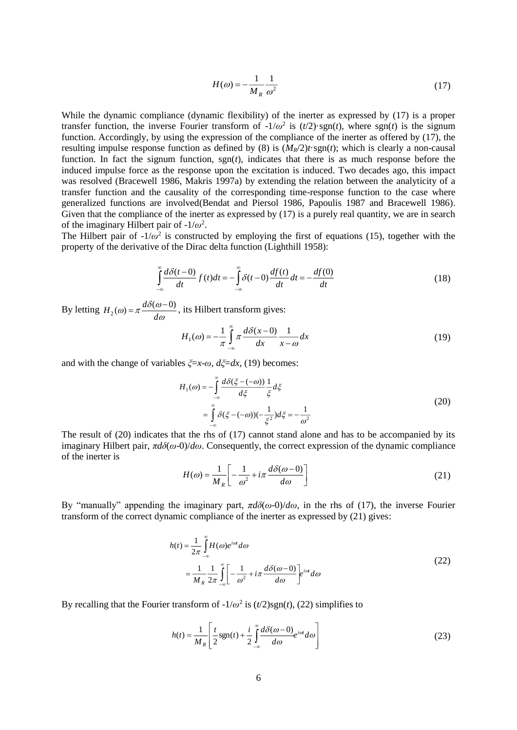$$H(\omega) = -\frac{1}{M_R}\frac{1}{\omega^2} \tag{17}$$

While the dynamic compliance (dynamic flexibility) of the inerter as expressed by (17) is a proper transfer function, the inverse Fourier transform of $-1/\omega^2$ is $(t/2)\cdot\mathrm{sgn}(t)$, where $\mathrm{sgn}(t)$ is the signum function. Accordingly, by using the expression of the compliance of the inerter as offered by (17), the resulting impulse response function as defined by (8) is $(M_R/2)t\cdot\mathrm{sgn}(t)$; which is clearly a non-causal function. In fact the signum function, $\mathrm{sgn}(t)$, indicates that there is as much response before the induced impulse force as the response upon the excitation is induced. Two decades ago, this impact was resolved (Bracewell 1986, Makris 1997a) by extending the relation between the analyticity of a transfer function and the causality of the corresponding time-response function to the case where generalized functions are involved(Bendat and Piersol 1986, Papoulis 1987 and Bracewell 1986). Given that the compliance of the inerter as expressed by (17) is a purely real quantity, we are in search of the imaginary Hilbert pair of $-1/\omega^2$.

The Hilbert pair of $-1/\omega^2$ is constructed by employing the first of equations (15), together with the property of the derivative of the Dirac delta function (Lighthill 1958):

$$\int_{-\infty}^{\infty}\frac{d\delta(t-0)}{dt}f(t)dt = -\int_{-\infty}^{\infty}\delta(t-0)\frac{df(t)}{dt}dt = -\frac{df(0)}{dt} \tag{18}$$

By letting $H_2(\omega) = \pi\dfrac{d\delta(\omega-0)}{d\omega}$, its Hilbert transform gives:

$$H_1(\omega) = -\frac{1}{\pi}\int_{-\infty}^{\infty}\pi\frac{d\delta(x-0)}{dx}\frac{1}{x-\omega}dx \tag{19}$$

and with the change of variables $\xi = x-\omega$, $d\xi = dx$, (19) becomes:

$$\begin{aligned} H_1(\omega) &= -\int_{-\infty}^{\infty}\frac{d\delta(\xi-(-\omega))}{d\xi}\frac{1}{\xi}d\xi \\ &= \int_{-\infty}^{\infty}\delta(\xi-(-\omega))(-\frac{1}{\xi^2})d\xi = -\frac{1}{\omega^2} \end{aligned} \tag{20}$$

The result of (20) indicates that the rhs of (17) cannot stand alone and has to be accompanied by its imaginary Hilbert pair, $\pi d\delta(\omega-0)/d\omega$. Consequently, the correct expression of the dynamic compliance of the inerter is

$$H(\omega) = \frac{1}{M_R}\left[-\frac{1}{\omega^2} + i\pi\frac{d\delta(\omega-0)}{d\omega}\right] \tag{21}$$

By "manually" appending the imaginary part, $\pi d\delta(\omega-0)/d\omega$, in the rhs of (17), the inverse Fourier transform of the correct dynamic compliance of the inerter as expressed by (21) gives:

$$\begin{aligned} h(t) &= \frac{1}{2\pi}\int_{-\infty}^{\infty}H(\omega)e^{i\omega t}d\omega \\ &= \frac{1}{M_R}\frac{1}{2\pi}\int_{-\infty}^{\infty}\left[-\frac{1}{\omega^2} + i\pi\frac{d\delta(\omega-0)}{d\omega}\right]e^{i\omega t}d\omega \end{aligned} \tag{22}$$

By recalling that the Fourier transform of $-1/\omega^2$ is $(t/2)\mathrm{sgn}(t)$, (22) simplifies to

$$h(t) = \frac{1}{M_R}\left[\frac{t}{2}\mathrm{sgn}(t) + \frac{i}{2}\int_{-\infty}^{\infty}\frac{d\delta(\omega-0)}{d\omega}e^{i\omega t}d\omega\right] \tag{23}$$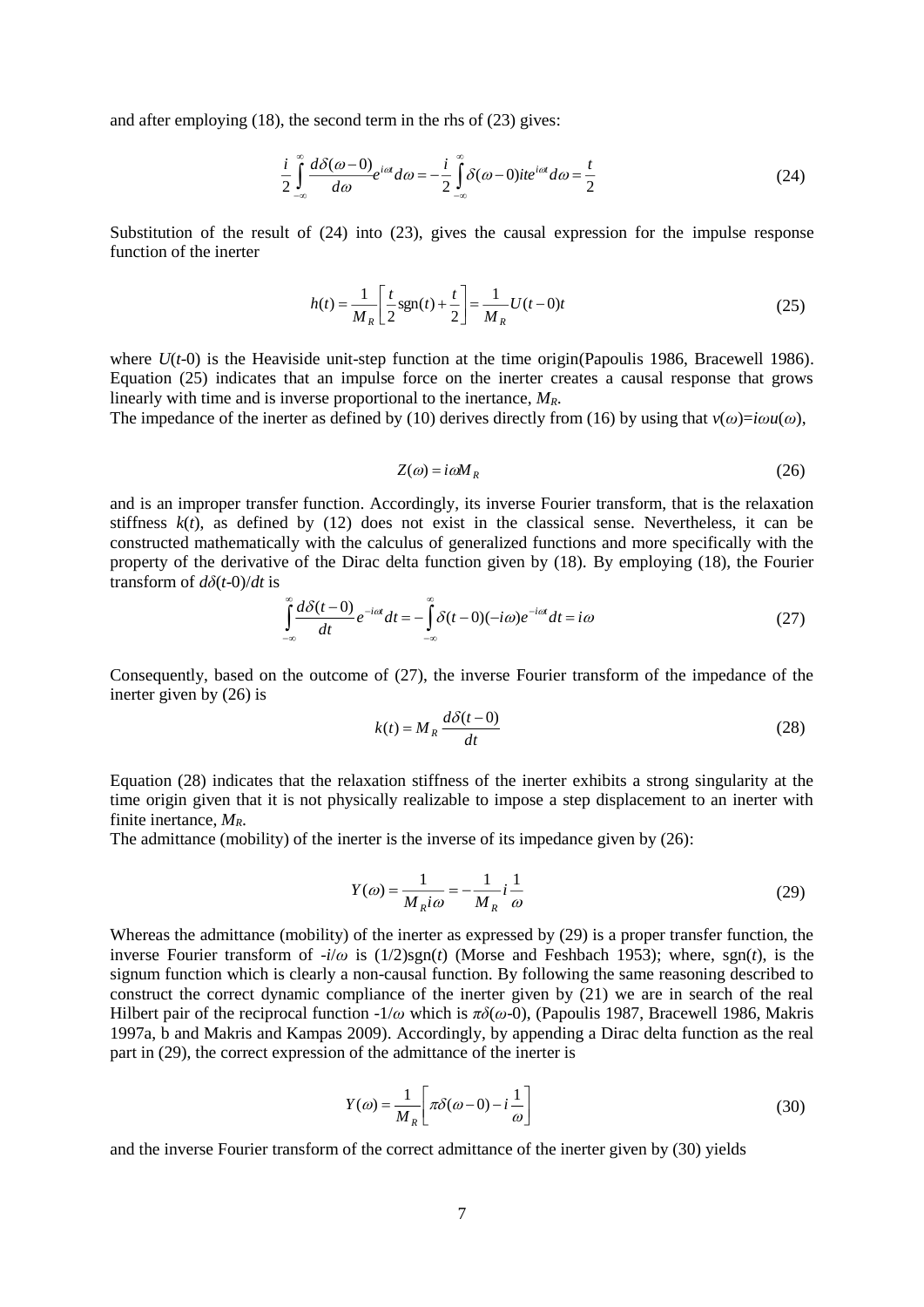and after employing (18), the second term in the rhs of (23) gives:

$$\frac{i}{2}\int_{-\infty}^{\infty}\frac{d\delta(\omega-0)}{d\omega}e^{i\omega t}d\omega = -\frac{i}{2}\int_{-\infty}^{\infty}\delta(\omega-0)ite^{i\omega t}d\omega = \frac{t}{2} \tag{24}$$

Substitution of the result of (24) into (23), gives the causal expression for the impulse response function of the inerter

$$h(t) = \frac{1}{M_R}\left[\frac{t}{2}\text{sgn}(t) + \frac{t}{2}\right] = \frac{1}{M_R}U(t-0)t \tag{25}$$

where $U(t\text{-}0)$ is the Heaviside unit-step function at the time origin(Papoulis 1986, Bracewell 1986). Equation (25) indicates that an impulse force on the inerter creates a causal response that grows linearly with time and is inverse proportional to the inertance, $M_R$.

The impedance of the inerter as defined by (10) derives directly from (16) by using that $v(\omega)=i\omega u(\omega)$,

$$Z(\omega) = i\omega M_R \tag{26}$$

and is an improper transfer function. Accordingly, its inverse Fourier transform, that is the relaxation stiffness $k(t)$, as defined by (12) does not exist in the classical sense. Nevertheless, it can be constructed mathematically with the calculus of generalized functions and more specifically with the property of the derivative of the Dirac delta function given by (18). By employing (18), the Fourier transform of $d\delta(t\text{-}0)/dt$ is

$$\int_{-\infty}^{\infty}\frac{d\delta(t-0)}{dt}e^{-i\omega t}dt = -\int_{-\infty}^{\infty}\delta(t-0)(-i\omega)e^{-i\omega t}dt = i\omega \tag{27}$$

Consequently, based on the outcome of (27), the inverse Fourier transform of the impedance of the inerter given by (26) is

$$k(t) = M_R\frac{d\delta(t-0)}{dt} \tag{28}$$

Equation (28) indicates that the relaxation stiffness of the inerter exhibits a strong singularity at the time origin given that it is not physically realizable to impose a step displacement to an inerter with finite inertance, $M_R$.

The admittance (mobility) of the inerter is the inverse of its impedance given by (26):

$$Y(\omega) = \frac{1}{M_R i\omega} = -\frac{1}{M_R}i\frac{1}{\omega} \tag{29}$$

Whereas the admittance (mobility) of the inerter as expressed by (29) is a proper transfer function, the inverse Fourier transform of $-i/\omega$ is $(1/2)\text{sgn}(t)$ (Morse and Feshbach 1953); where, $\text{sgn}(t)$, is the signum function which is clearly a non-causal function. By following the same reasoning described to construct the correct dynamic compliance of the inerter given by (21) we are in search of the real Hilbert pair of the reciprocal function $-1/\omega$ which is $\pi\delta(\omega\text{-}0)$, (Papoulis 1987, Bracewell 1986, Makris 1997a, b and Makris and Kampas 2009). Accordingly, by appending a Dirac delta function as the real part in (29), the correct expression of the admittance of the inerter is

$$Y(\omega) = \frac{1}{M_R}\left[\pi\delta(\omega-0) - i\frac{1}{\omega}\right] \tag{30}$$

and the inverse Fourier transform of the correct admittance of the inerter given by (30) yields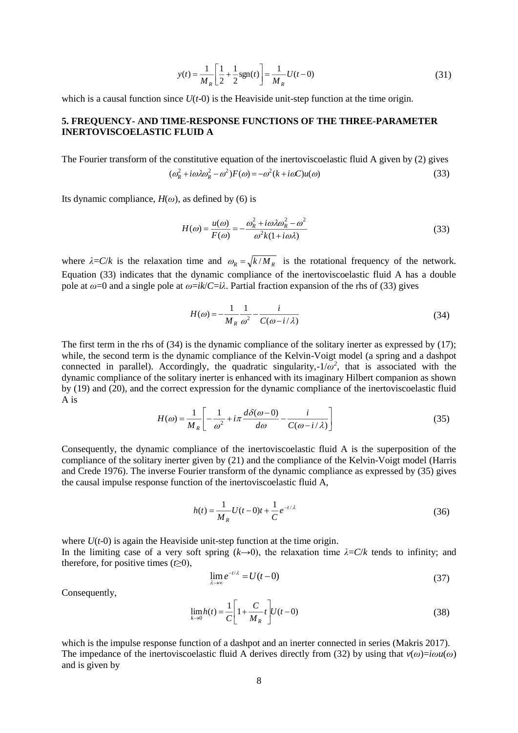$$y(t) = \frac{1}{M_R}\left[\frac{1}{2} + \frac{1}{2}\text{sgn}(t)\right] = \frac{1}{M_R}U(t-0) \tag{31}$$

which is a causal function since $U(t\text{-}0)$ is the Heaviside unit-step function at the time origin.

## 5. FREQUENCY- AND TIME-RESPONSE FUNCTIONS OF THE THREE-PARAMETER INERTOVISCOELASTIC FLUID A

The Fourier transform of the constitutive equation of the inertoviscoelastic fluid A given by (2) gives

$$(\omega_R^2 + i\omega\lambda\omega_R^2 - \omega^2)F(\omega) = -\omega^2(k + i\omega C)u(\omega) \tag{33}$$

Its dynamic compliance, $H(\omega)$, as defined by (6) is

$$H(\omega) = \frac{u(\omega)}{F(\omega)} = -\frac{\omega_R^2 + i\omega\lambda\omega_R^2 - \omega^2}{\omega^2 k(1 + i\omega\lambda)} \tag{33}$$

where $\lambda=C/k$ is the relaxation time and $\omega_R = \sqrt{k/M_R}$ is the rotational frequency of the network. Equation (33) indicates that the dynamic compliance of the inertoviscoelastic fluid A has a double pole at $\omega=0$ and a single pole at $\omega=ik/C=i\lambda$. Partial fraction expansion of the rhs of (33) gives

$$H(\omega) = -\frac{1}{M_R}\frac{1}{\omega^2} - \frac{i}{C(\omega - i/\lambda)} \tag{34}$$

The first term in the rhs of (34) is the dynamic compliance of the solitary inerter as expressed by (17); while, the second term is the dynamic compliance of the Kelvin-Voigt model (a spring and a dashpot connected in parallel). Accordingly, the quadratic singularity,$-1/\omega^2$, that is associated with the dynamic compliance of the solitary inerter is enhanced with its imaginary Hilbert companion as shown by (19) and (20), and the correct expression for the dynamic compliance of the inertoviscoelastic fluid A is

$$H(\omega) = \frac{1}{M_R}\left[-\frac{1}{\omega^2} + i\pi\frac{d\delta(\omega-0)}{d\omega} - \frac{i}{C(\omega - i/\lambda)}\right] \tag{35}$$

Consequently, the dynamic compliance of the inertoviscoelastic fluid A is the superposition of the compliance of the solitary inerter given by (21) and the compliance of the Kelvin-Voigt model (Harris and Crede 1976). The inverse Fourier transform of the dynamic compliance as expressed by (35) gives the causal impulse response function of the inertoviscoelastic fluid A,

$$h(t) = \frac{1}{M_R}U(t-0)t + \frac{1}{C}e^{-t/\lambda} \tag{36}$$

where $U(t\text{-}0)$ is again the Heaviside unit-step function at the time origin.
In the limiting case of a very soft spring ($k\rightarrow 0$), the relaxation time $\lambda=C/k$ tends to infinity; and therefore, for positive times ($t\geq 0$),

$$\lim_{\lambda\to\infty} e^{-t/\lambda} = U(t-0) \tag{37}$$

Consequently,

$$\lim_{k\to 0} h(t) = \frac{1}{C}\left[1 + \frac{C}{M_R}t\right]U(t-0) \tag{38}$$

which is the impulse response function of a dashpot and an inerter connected in series (Makris 2017).
The impedance of the inertoviscoelastic fluid A derives directly from (32) by using that $v(\omega)=i\omega u(\omega)$ and is given by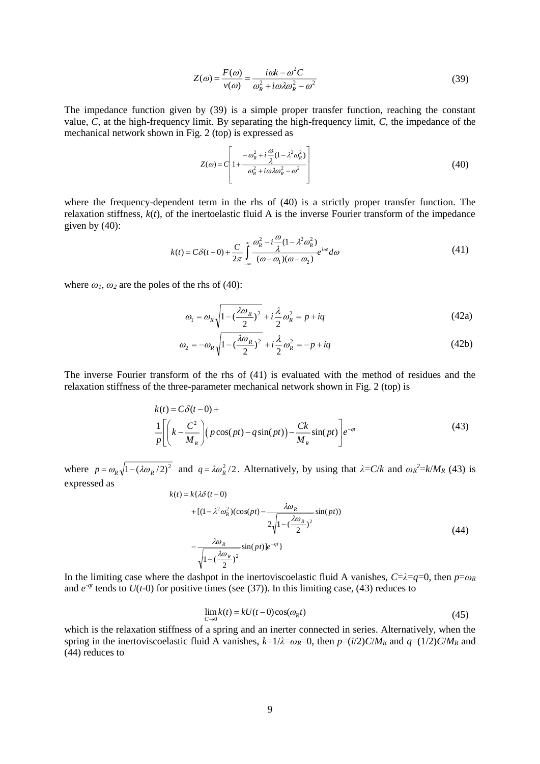$$Z(\omega) = \frac{F(\omega)}{v(\omega)} = \frac{i\omega k - \omega^2 C}{\omega_R^2 + i\omega\lambda\omega_R^2 - \omega^2} \tag{39}$$

The impedance function given by (39) is a simple proper transfer function, reaching the constant value, $C$, at the high-frequency limit. By separating the high-frequency limit, $C$, the impedance of the mechanical network shown in Fig. 2 (top) is expressed as

$$Z(\omega) = C\left[1 + \frac{-\omega_R^2 + i\dfrac{\omega}{\lambda}(1-\lambda^2\omega_R^2)}{\omega_R^2 + i\omega\lambda\omega_R^2 - \omega^2}\right] \tag{40}$$

where the frequency-dependent term in the rhs of (40) is a strictly proper transfer function. The relaxation stiffness, $k(t)$, of the inertoelastic fluid A is the inverse Fourier transform of the impedance given by (40):

$$k(t) = C\delta(t-0) + \frac{C}{2\pi}\int_{-\infty}^{\infty} \frac{\omega_R^2 - i\dfrac{\omega}{\lambda}(1-\lambda^2\omega_R^2)}{(\omega-\omega_1)(\omega-\omega_2)} e^{i\omega t} d\omega \tag{41}$$

where $\omega_1$, $\omega_2$ are the poles of the rhs of (40):

$$\omega_1 = \omega_R\sqrt{1-(\frac{\lambda\omega_R}{2})^2} + i\frac{\lambda}{2}\omega_R^2 = p + iq \tag{42a}$$

$$\omega_2 = -\omega_R\sqrt{1-(\frac{\lambda\omega_R}{2})^2} + i\frac{\lambda}{2}\omega_R^2 = -p + iq \tag{42b}$$

The inverse Fourier transform of the rhs of (41) is evaluated with the method of residues and the relaxation stiffness of the three-parameter mechanical network shown in Fig. 2 (top) is

$$k(t) = C\delta(t-0) + \frac{1}{p}\left[\left(k - \frac{C^2}{M_R}\right)\left(p\cos(pt) - q\sin(pt)\right) - \frac{Ck}{M_R}\sin(pt)\right]e^{-qt} \tag{43}$$

where $p = \omega_R\sqrt{1-(\lambda\omega_R/2)^2}$ and $q = \lambda\omega_R^2/2$. Alternatively, by using that $\lambda=C/k$ and $\omega_R^2=k/M_R$ (43) is expressed as

$$\begin{aligned} k(t) = k\{&\lambda\delta(t-0) \\ &+ [(1-\lambda^2\omega_R^2)(\cos(pt) - \frac{\lambda\omega_R}{2\sqrt{1-(\frac{\lambda\omega_R}{2})^2}}\sin(pt)) \\ &- \frac{\lambda\omega_R}{\sqrt{1-(\frac{\lambda\omega_R}{2})^2}}\sin(pt)]e^{-qt}\} \end{aligned} \tag{44}$$

In the limiting case where the dashpot in the inertoviscoelastic fluid A vanishes, $C=\lambda=q=0$, then $p=\omega_R$ and $e^{-qt}$ tends to $U(t\text{-}0)$ for positive times (see (37)). In this limiting case, (43) reduces to

$$\lim_{C\to 0} k(t) = kU(t-0)\cos(\omega_R t) \tag{45}$$

which is the relaxation stiffness of a spring and an inerter connected in series. Alternatively, when the spring in the inertoviscoelastic fluid A vanishes, $k=1/\lambda=\omega_R=0$, then $p=(i/2)C/M_R$ and $q=(1/2)C/M_R$ and (44) reduces to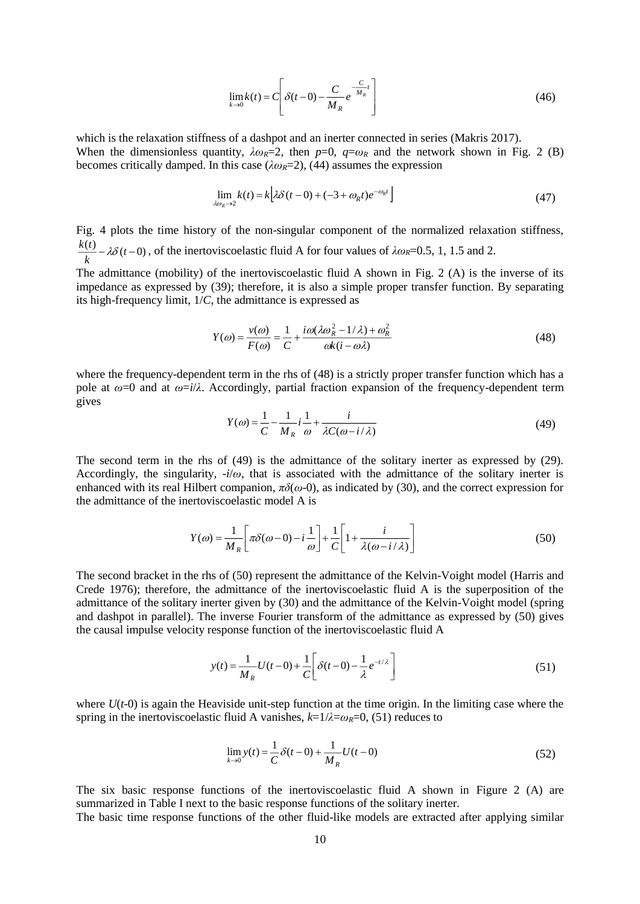$$\lim_{k \to 0} k(t) = C \left[ \delta(t-0) - \frac{C}{M_R} e^{-\frac{C}{M_R}t} \right] \tag{46}$$

which is the relaxation stiffness of a dashpot and an inerter connected in series (Makris 2017).
When the dimensionless quantity, $\lambda\omega_R$=2, then $p$=0, $q$=$\omega_R$ and the network shown in Fig. 2 (B) becomes critically damped. In this case ($\lambda\omega_R$=2), (44) assumes the expression

$$\lim_{\lambda\omega_R \to 2} k(t) = k\left[\lambda\delta(t-0) + (-3 + \omega_R t)e^{-\omega_R t}\right] \tag{47}$$

Fig. 4 plots the time history of the non-singular component of the normalized relaxation stiffness, $\frac{k(t)}{k} - \lambda\delta(t-0)$, of the inertoviscoelastic fluid A for four values of $\lambda\omega_R$=0.5, 1, 1.5 and 2.
The admittance (mobility) of the inertoviscoelastic fluid A shown in Fig. 2 (A) is the inverse of its impedance as expressed by (39); therefore, it is also a simple proper transfer function. By separating its high-frequency limit, $1/C$, the admittance is expressed as

$$Y(\omega) = \frac{v(\omega)}{F(\omega)} = \frac{1}{C} + \frac{i\omega(\lambda\omega_R^2 - 1/\lambda) + \omega_R^2}{\omega k(i - \omega\lambda)} \tag{48}$$

where the frequency-dependent term in the rhs of (48) is a strictly proper transfer function which has a pole at $\omega$=0 and at $\omega$=$i/\lambda$. Accordingly, partial fraction expansion of the frequency-dependent term gives

$$Y(\omega) = \frac{1}{C} - \frac{1}{M_R} i \frac{1}{\omega} + \frac{i}{\lambda C(\omega - i/\lambda)} \tag{49}$$

The second term in the rhs of (49) is the admittance of the solitary inerter as expressed by (29). Accordingly, the singularity, -$i/\omega$, that is associated with the admittance of the solitary inerter is enhanced with its real Hilbert companion, $\pi\delta(\omega$-0), as indicated by (30), and the correct expression for the admittance of the inertoviscoelastic model A is

$$Y(\omega) = \frac{1}{M_R}\left[\pi\delta(\omega - 0) - i\frac{1}{\omega}\right] + \frac{1}{C}\left[1 + \frac{i}{\lambda(\omega - i/\lambda)}\right] \tag{50}$$

The second bracket in the rhs of (50) represent the admittance of the Kelvin-Voight model (Harris and Crede 1976); therefore, the admittance of the inertoviscoelastic fluid A is the superposition of the admittance of the solitary inerter given by (30) and the admittance of the Kelvin-Voight model (spring and dashpot in parallel). The inverse Fourier transform of the admittance as expressed by (50) gives the causal impulse velocity response function of the inertoviscoelastic fluid A

$$y(t) = \frac{1}{M_R}U(t-0) + \frac{1}{C}\left[\delta(t-0) - \frac{1}{\lambda}e^{-t/\lambda}\right] \tag{51}$$

where $U(t$-0) is again the Heaviside unit-step function at the time origin. In the limiting case where the spring in the inertoviscoelastic fluid A vanishes, $k$=$1/\lambda$=$\omega_R$=0, (51) reduces to

$$\lim_{k \to 0} y(t) = \frac{1}{C}\delta(t-0) + \frac{1}{M_R}U(t-0) \tag{52}$$

The six basic response functions of the inertoviscoelastic fluid A shown in Figure 2 (A) are summarized in Table I next to the basic response functions of the solitary inerter.
The basic time response functions of the other fluid-like models are extracted after applying similar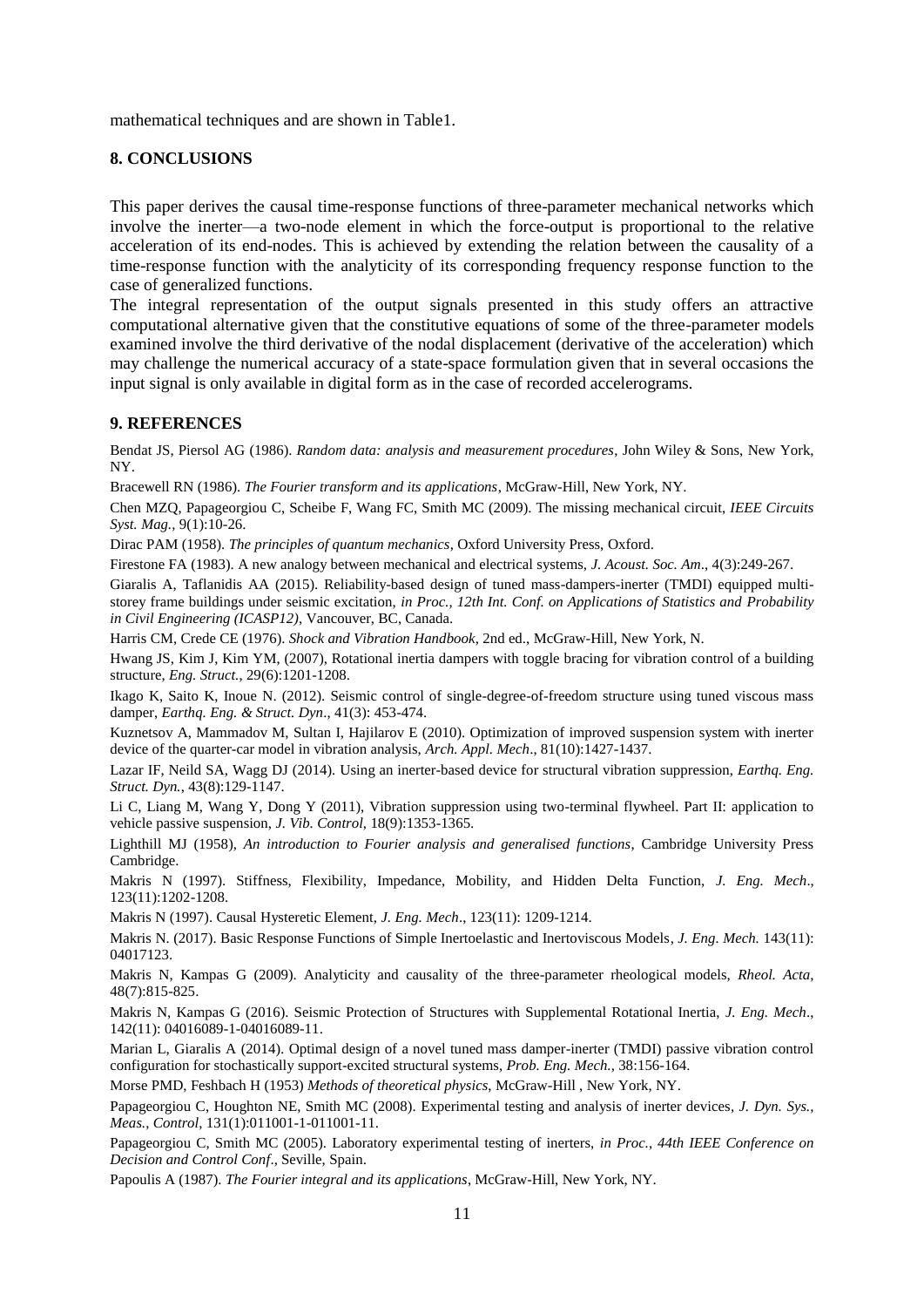mathematical techniques and are shown in Table1.

## 8. CONCLUSIONS

This paper derives the causal time-response functions of three-parameter mechanical networks which involve the inerter—a two-node element in which the force-output is proportional to the relative acceleration of its end-nodes. This is achieved by extending the relation between the causality of a time-response function with the analyticity of its corresponding frequency response function to the case of generalized functions.

The integral representation of the output signals presented in this study offers an attractive computational alternative given that the constitutive equations of some of the three-parameter models examined involve the third derivative of the nodal displacement (derivative of the acceleration) which may challenge the numerical accuracy of a state-space formulation given that in several occasions the input signal is only available in digital form as in the case of recorded accelerograms.

## 9. REFERENCES

Bendat JS, Piersol AG (1986). *Random data: analysis and measurement procedures*, John Wiley & Sons, New York, NY.

Bracewell RN (1986). *The Fourier transform and its applications*, McGraw-Hill, New York, NY.

Chen MZQ, Papageorgiou C, Scheibe F, Wang FC, Smith MC (2009). The missing mechanical circuit, *IEEE Circuits Syst. Mag.*, 9(1):10-26.

Dirac PAM (1958). *The principles of quantum mechanics*, Oxford University Press, Oxford.

Firestone FA (1983). A new analogy between mechanical and electrical systems, *J. Acoust. Soc. Am*., 4(3):249-267.

Giaralis A, Taflanidis AA (2015). Reliability-based design of tuned mass-dampers-inerter (TMDI) equipped multi-storey frame buildings under seismic excitation, *in Proc., 12th Int. Conf. on Applications of Statistics and Probability in Civil Engineering (ICASP12)*, Vancouver, BC, Canada.

Harris CM, Crede CE (1976). *Shock and Vibration Handbook*, 2nd ed., McGraw-Hill, New York, N.

Hwang JS, Kim J, Kim YM, (2007), Rotational inertia dampers with toggle bracing for vibration control of a building structure, *Eng. Struct.*, 29(6):1201-1208.

Ikago K, Saito K, Inoue N. (2012). Seismic control of single-degree-of-freedom structure using tuned viscous mass damper, *Earthq. Eng. & Struct. Dyn*., 41(3): 453-474.

Kuznetsov A, Mammadov M, Sultan I, Hajilarov E (2010). Optimization of improved suspension system with inerter device of the quarter-car model in vibration analysis, *Arch. Appl. Mech*., 81(10):1427-1437.

Lazar IF, Neild SA, Wagg DJ (2014). Using an inerter-based device for structural vibration suppression, *Earthq. Eng. Struct. Dyn.*, 43(8):129-1147.

Li C, Liang M, Wang Y, Dong Y (2011), Vibration suppression using two-terminal flywheel. Part II: application to vehicle passive suspension, *J. Vib. Control*, 18(9):1353-1365.

Lighthill MJ (1958), *An introduction to Fourier analysis and generalised functions*, Cambridge University Press Cambridge.

Makris N (1997). Stiffness, Flexibility, Impedance, Mobility, and Hidden Delta Function, *J. Eng. Mech*., 123(11):1202-1208.

Makris N (1997). Causal Hysteretic Element, *J. Eng. Mech*., 123(11): 1209-1214.

Makris N. (2017). Basic Response Functions of Simple Inertoelastic and Inertoviscous Models, *J. Eng. Mech.* 143(11): 04017123.

Makris N, Kampas G (2009). Analyticity and causality of the three-parameter rheological models, *Rheol. Acta*, 48(7):815-825.

Makris N, Kampas G (2016). Seismic Protection of Structures with Supplemental Rotational Inertia, *J. Eng. Mech*., 142(11): 04016089-1-04016089-11.

Marian L, Giaralis A (2014). Optimal design of a novel tuned mass damper-inerter (TMDI) passive vibration control configuration for stochastically support-excited structural systems, *Prob. Eng. Mech.*, 38:156-164.

Morse PMD, Feshbach H (1953) *Methods of theoretical physics*, McGraw-Hill , New York, NY.

Papageorgiou C, Houghton NE, Smith MC (2008). Experimental testing and analysis of inerter devices, *J. Dyn. Sys., Meas., Control*, 131(1):011001-1-011001-11.

Papageorgiou C, Smith MC (2005). Laboratory experimental testing of inerters, *in Proc., 44th IEEE Conference on Decision and Control Conf*., Seville, Spain.

Papoulis A (1987). *The Fourier integral and its applications*, McGraw-Hill, New York, NY.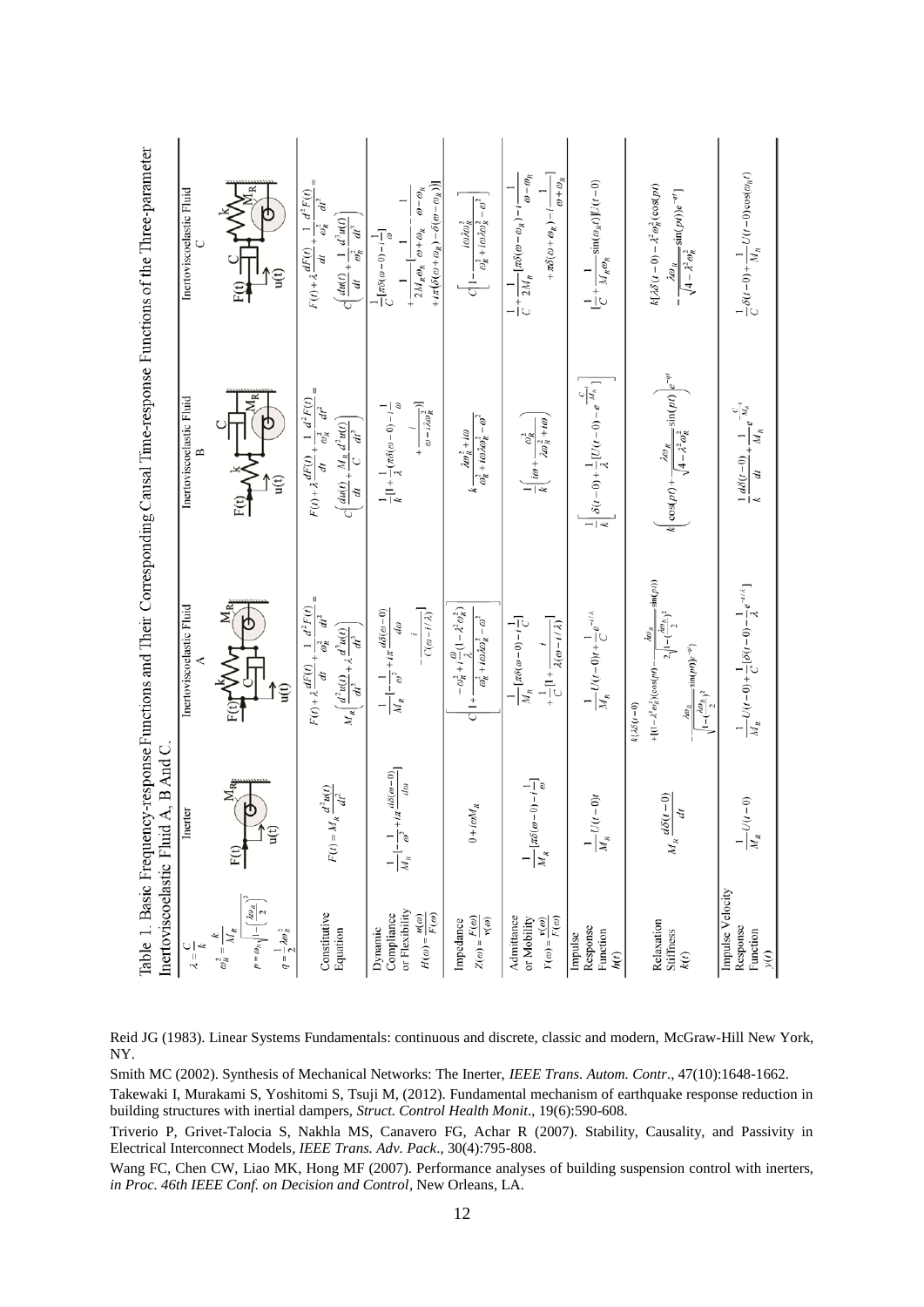Table 1. Basic Frequency-response Functions and Their Corresponding Causal Time-response Functions of the Three-parameter Inertoviscoelastic Fluid A, B And C.

| | Inerter | Inertoviscoelastic Fluid A | Inertoviscoelastic Fluid B | Inertoviscoelastic Fluid C |
|---|---|---|---|---|
| $\lambda = \frac{C}{k}$ <br> $\omega_R^2 = \frac{k}{M_R}$ <br> $p = \omega_R\sqrt{1-\left(\frac{\lambda\omega_R}{2}\right)^2}$ <br> $q = \frac{1}{2}\lambda\omega_R^2$ | F(t), $M_R$, u(t) | F(t), k, C, $M_R$, u(t) | F(t), k, C, $M_R$, u(t) | F(t), C, k, $M_R$, u(t) |
| Constitutive Equation | $F(t) = M_R\frac{d^2u(t)}{dt^2}$ | $F(t) + \lambda\frac{dF(t)}{dt} + \frac{1}{\omega_R^2}\frac{d^2F(t)}{dt^2} = M_R\left(\frac{d^2u(t)}{dt^2} + \lambda\frac{d^3u(t)}{dt^3}\right)$ | $F(t) + \lambda\frac{dF(t)}{dt} + \frac{1}{\omega_R^2}\frac{d^2F(t)}{dt^2} = C\left(\frac{du(t)}{dt} + \frac{M_R}{C}\frac{d^2u(t)}{dt^2}\right)$ | $F(t) + \lambda\frac{dF(t)}{dt} + \frac{1}{\omega_R^2}\frac{d^2F(t)}{dt^2} = C\left(\frac{du(t)}{dt} + \frac{1}{\omega_R^2}\frac{d^3u(t)}{dt^3}\right)$ |
| Dynamic Compliance or Flexibility $H(\omega) = \frac{u(\omega)}{F(\omega)}$ | $\frac{1}{M_R}\left[-\frac{1}{\omega^2} + i\pi\frac{d\delta(\omega-0)}{d\omega}\right]$ | $\frac{1}{M_R}\left[-\frac{1}{\omega^2} + i\pi\frac{d\delta(\omega-0)}{d\omega} - \frac{i}{C(\omega - i/\lambda)}\right]$ | $\frac{1}{k}\left[1 + \frac{1}{\lambda}\left(\pi\delta(\omega-0) - i\frac{1}{\omega}\right) + \frac{i}{\omega - i\lambda\omega_R^2}\right]$ | $\frac{1}{C}\left[\pi\delta(\omega-0) - i\frac{1}{\omega}\right] + \frac{1}{2M_R\omega_R}\left[\frac{1}{\omega+\omega_R} - \frac{1}{\omega-\omega_R} + i\pi(\delta(\omega+\omega_R) - \delta(\omega-\omega_R))\right]$ |
| Impedance $Z(\omega) = \frac{F(\omega)}{v(\omega)}$ | $0 + i\omega M_R$ | $C\left[1 + \frac{-\omega_R^2 + i\frac{\omega}{\lambda}(1-\lambda^2\omega_R^2)}{\omega_R^2 + i\omega\lambda\omega_R^2 - \omega^2}\right]$ | $k\frac{\lambda\omega_R^2 + i\omega}{\omega_R^2 + i\omega\lambda\omega_R^2 - \omega^2}$ | $C\left[1 - \frac{i\omega\lambda\omega_R^2}{\omega_R^2 + i\omega\lambda\omega_R^2 - \omega^2}\right]$ |
| Admittance or Mobility $Y(\omega) = \frac{v(\omega)}{F(\omega)}$ | $\frac{1}{M_R}\left[\pi\delta(\omega-0) - i\frac{1}{\omega}\right]$ | $\frac{1}{M_R}\left[\pi\delta(\omega-0) - i\frac{1}{\omega}\right] + \frac{1}{C}\left[1 + \frac{i}{\lambda(\omega - i/\lambda)}\right]$ | $\frac{1}{k}\left(i\omega + \frac{\omega_R^2}{\lambda\omega_R^2 + i\omega}\right)$ | $\frac{1}{C} + \frac{1}{2M_R}\left[\pi\delta(\omega-\omega_R) - i\frac{1}{\omega-\omega_R} + \pi\delta(\omega+\omega_R) - i\frac{1}{\omega+\omega_R}\right]$ |
| Impulse Response Function $h(t)$ | $\frac{1}{M_R}U(t-0)t$ | $\frac{1}{M_R}U(t-0)t + \frac{1}{C}e^{-t/\lambda}$ | $\frac{1}{k}\left[\delta(t-0) + \frac{1}{\lambda}\left[U(t-0) - e^{-\frac{C}{M_R}t}\right]\right]$ | $\left[\frac{1}{C} + \frac{1}{M_R\omega_R}\sin(\omega_R t)\right]U(t-0)$ |
| Relaxation Stiffness $k(t)$ | $M_R\frac{d\delta(t-0)}{dt}$ | $k\{\lambda\delta(t-0) + [(1-\lambda^2\omega_R^2)(\cos(pt) - \frac{\lambda\omega_R}{2\sqrt{1-(\frac{\lambda\omega_R}{2})^2}}\sin(pt)) - \frac{\lambda\omega_R}{\sqrt{1-(\frac{\lambda\omega_R}{2})^2}}\sin(pt)]e^{-qt}\}$ | $k\left(\cos(pt) + \frac{\lambda\omega_R}{\sqrt{4-\lambda^2\omega_R^2}}\sin(pt)\right)e^{-qt}$ | $k[\lambda\delta(t-0) - \lambda^2\omega_R^2(\cos(pt) - \frac{\lambda\omega_R}{\sqrt{4-\lambda^2\omega_R^2}}\sin(pt))e^{-qt}]$ |
| Impulse Velocity Response Function $y(t)$ | $\frac{1}{M_R}U(t-0)$ | $\frac{1}{M_R}U(t-0) + \frac{1}{C}\left[\delta(t-0) - \frac{1}{\lambda}e^{-t/\lambda}\right]$ | $\frac{1}{k}\frac{d\delta(t-0)}{dt} + \frac{1}{M_R}e^{-\frac{C}{M_R}t}$ | $\frac{1}{C}\delta(t-0) + \frac{1}{M_R}U(t-0)\cos(\omega_R t)$ |

Reid JG (1983). Linear Systems Fundamentals: continuous and discrete, classic and modern, McGraw-Hill New York, NY.

Smith MC (2002). Synthesis of Mechanical Networks: The Inerter, *IEEE Trans. Autom. Contr*., 47(10):1648-1662.

Takewaki I, Murakami S, Yoshitomi S, Tsuji M, (2012). Fundamental mechanism of earthquake response reduction in building structures with inertial dampers, *Struct. Control Health Monit*., 19(6):590-608.

Triverio P, Grivet-Talocia S, Nakhla MS, Canavero FG, Achar R (2007). Stability, Causality, and Passivity in Electrical Interconnect Models, *IEEE Trans. Adv. Pack*., 30(4):795-808.

Wang FC, Chen CW, Liao MK, Hong MF (2007). Performance analyses of building suspension control with inerters, *in Proc. 46th IEEE Conf. on Decision and Control*, New Orleans, LA.